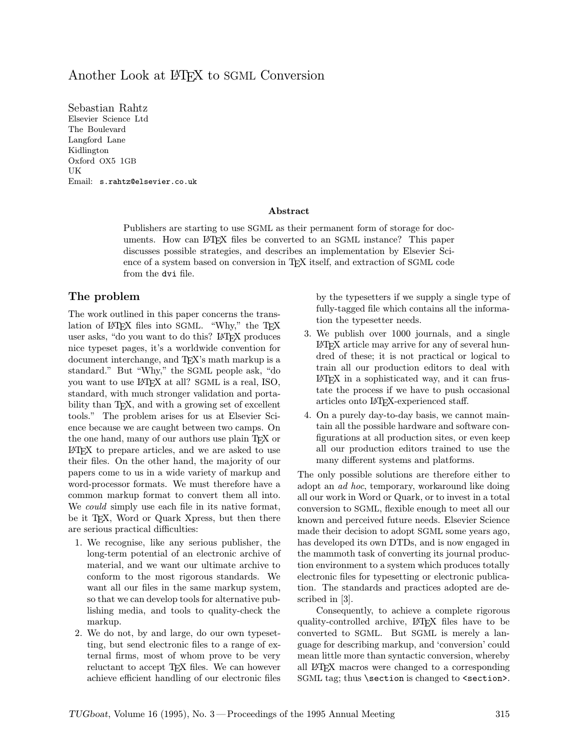# Another Look at LaTeX to SGML Conversion

Sebastian Rahtz
Elsevier Science Ltd
The Boulevard
Langford Lane
Kidlington
Oxford OX5 1GB
UK
Email: `s.rahtz@elsevier.co.uk`

### Abstract

Publishers are starting to use SGML as their permanent form of storage for documents. How can LaTeX files be converted to an SGML instance? This paper discusses possible strategies, and describes an implementation by Elsevier Science of a system based on conversion in TeX itself, and extraction of SGML code from the `dvi` file.

## The problem

The work outlined in this paper concerns the translation of LaTeX files into SGML. "Why," the TeX user asks, "do you want to do this? LaTeX produces nice typeset pages, it's a worldwide convention for document interchange, and TeX's math markup is a standard." But "Why," the SGML people ask, "do you want to use LaTeX at all? SGML is a real, ISO, standard, with much stronger validation and portability than TeX, and with a growing set of excellent tools." The problem arises for us at Elsevier Science because we are caught between two camps. On the one hand, many of our authors use plain TeX or LaTeX to prepare articles, and we are asked to use their files. On the other hand, the majority of our papers come to us in a wide variety of markup and word-processor formats. We must therefore have a common markup format to convert them all into. We *could* simply use each file in its native format, be it TeX, Word or Quark Xpress, but then there are serious practical difficulties:

1. We recognise, like any serious publisher, the long-term potential of an electronic archive of material, and we want our ultimate archive to conform to the most rigorous standards. We want all our files in the same markup system, so that we can develop tools for alternative publishing media, and tools to quality-check the markup.
2. We do not, by and large, do our own typesetting, but send electronic files to a range of external firms, most of whom prove to be very reluctant to accept TeX files. We can however achieve efficient handling of our electronic files by the typesetters if we supply a single type of fully-tagged file which contains all the information the typesetter needs.
3. We publish over 1000 journals, and a single LaTeX article may arrive for any of several hundred of these; it is not practical or logical to train all our production editors to deal with LaTeX in a sophisticated way, and it can frustate the process if we have to push occasional articles onto LaTeX-experienced staff.
4. On a purely day-to-day basis, we cannot maintain all the possible hardware and software configurations at all production sites, or even keep all our production editors trained to use the many different systems and platforms.

The only possible solutions are therefore either to adopt an *ad hoc*, temporary, workaround like doing all our work in Word or Quark, or to invest in a total conversion to SGML, flexible enough to meet all our known and perceived future needs. Elsevier Science made their decision to adopt SGML some years ago, has developed its own DTDs, and is now engaged in the mammoth task of converting its journal production environment to a system which produces totally electronic files for typesetting or electronic publication. The standards and practices adopted are described in [3].

Consequently, to achieve a complete rigorous quality-controlled archive, LaTeX files have to be converted to SGML. But SGML is merely a language for describing markup, and 'conversion' could mean little more than syntactic conversion, whereby all LaTeX macros were changed to a corresponding SGML tag; thus `\section` is changed to `<section>`.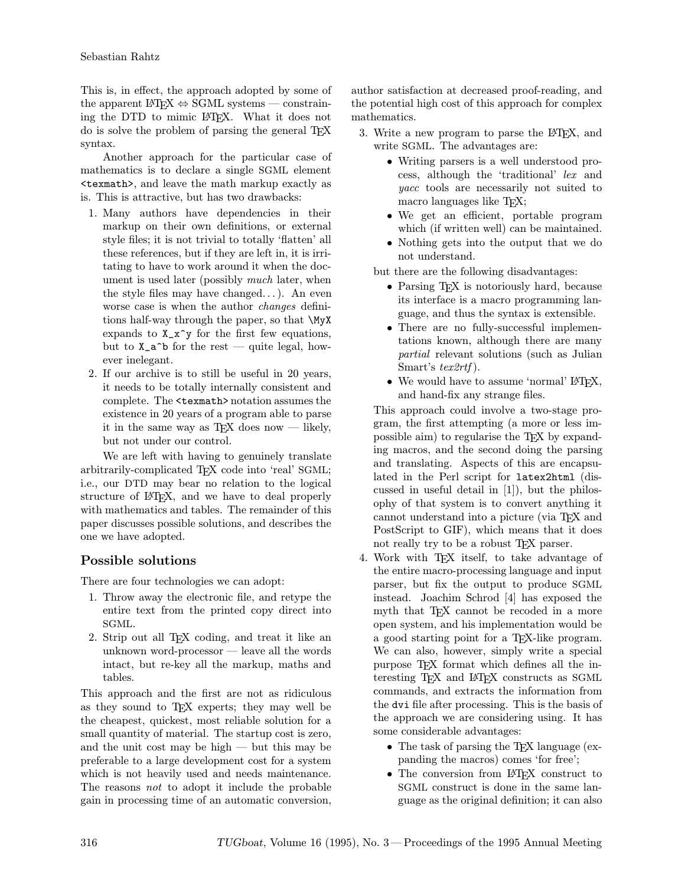This is, in effect, the approach adopted by some of the apparent LaTeX ⇔ SGML systems — constraining the DTD to mimic LaTeX. What it does not do is solve the problem of parsing the general TeX syntax.

Another approach for the particular case of mathematics is to declare a single SGML element `<texmath>`, and leave the math markup exactly as is. This is attractive, but has two drawbacks:

1. Many authors have dependencies in their markup on their own definitions, or external style files; it is not trivial to totally 'flatten' all these references, but if they are left in, it is irritating to have to work around it when the document is used later (possibly *much* later, when the style files may have changed...). An even worse case is when the author *changes* definitions half-way through the paper, so that `\MyX` expands to `X_x^y` for the first few equations, but to `X_a^b` for the rest — quite legal, however inelegant.
2. If our archive is to still be useful in 20 years, it needs to be totally internally consistent and complete. The `<texmath>` notation assumes the existence in 20 years of a program able to parse it in the same way as TeX does now — likely, but not under our control.

We are left with having to genuinely translate arbitrarily-complicated TeX code into 'real' SGML; i.e., our DTD may bear no relation to the logical structure of LaTeX, and we have to deal properly with mathematics and tables. The remainder of this paper discusses possible solutions, and describes the one we have adopted.

## Possible solutions

There are four technologies we can adopt:

1. Throw away the electronic file, and retype the entire text from the printed copy direct into SGML.
2. Strip out all TeX coding, and treat it like an unknown word-processor — leave all the words intact, but re-key all the markup, maths and tables.

This approach and the first are not as ridiculous as they sound to TeX experts; they may well be the cheapest, quickest, most reliable solution for a small quantity of material. The startup cost is zero, and the unit cost may be high — but this may be preferable to a large development cost for a system which is not heavily used and needs maintenance. The reasons *not* to adopt it include the probable gain in processing time of an automatic conversion, author satisfaction at decreased proof-reading, and the potential high cost of this approach for complex mathematics.

3. Write a new program to parse the LaTeX, and write SGML. The advantages are:
   - Writing parsers is a well understood process, although the 'traditional' *lex* and *yacc* tools are necessarily not suited to macro languages like TeX;
   - We get an efficient, portable program which (if written well) can be maintained.
   - Nothing gets into the output that we do not understand.

   but there are the following disadvantages:
   - Parsing TeX is notoriously hard, because its interface is a macro programming language, and thus the syntax is extensible.
   - There are no fully-successful implementations known, although there are many *partial* relevant solutions (such as Julian Smart's *tex2rtf*).
   - We would have to assume 'normal' LaTeX, and hand-fix any strange files.

   This approach could involve a two-stage program, the first attempting (a more or less impossible aim) to regularise the TeX by expanding macros, and the second doing the parsing and translating. Aspects of this are encapsulated in the Perl script for `latex2html` (discussed in useful detail in [1]), but the philosophy of that system is to convert anything it cannot understand into a picture (via TeX and PostScript to GIF), which means that it does not really try to be a robust TeX parser.
4. Work with TeX itself, to take advantage of the entire macro-processing language and input parser, but fix the output to produce SGML instead. Joachim Schrod [4] has exposed the myth that TeX cannot be recoded in a more open system, and his implementation would be a good starting point for a TeX-like program. We can also, however, simply write a special purpose TeX format which defines all the interesting TeX and LaTeX constructs as SGML commands, and extracts the information from the `dvi` file after processing. This is the basis of the approach we are considering using. It has some considerable advantages:
   - The task of parsing the TeX language (expanding the macros) comes 'for free';
   - The conversion from LaTeX construct to SGML construct is done in the same language as the original definition; it can also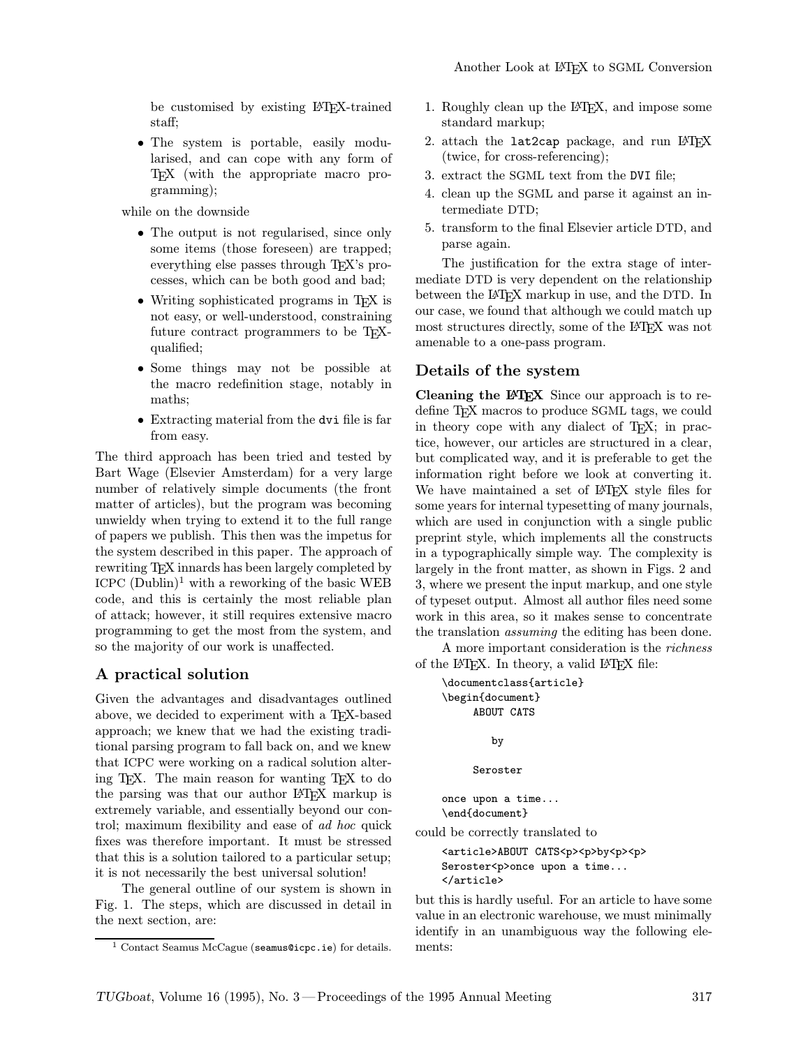be customised by existing LaTeX-trained staff;

- The system is portable, easily modularised, and can cope with any form of TeX (with the appropriate macro programming);

while on the downside

- The output is not regularised, since only some items (those foreseen) are trapped; everything else passes through TeX's processes, which can be both good and bad;
- Writing sophisticated programs in TeX is not easy, or well-understood, constraining future contract programmers to be TeX-qualified;
- Some things may not be possible at the macro redefinition stage, notably in maths;
- Extracting material from the `dvi` file is far from easy.

The third approach has been tried and tested by Bart Wage (Elsevier Amsterdam) for a very large number of relatively simple documents (the front matter of articles), but the program was becoming unwieldy when trying to extend it to the full range of papers we publish. This then was the impetus for the system described in this paper. The approach of rewriting TeX innards has been largely completed by ICPC (Dublin)[1] with a reworking of the basic WEB code, and this is certainly the most reliable plan of attack; however, it still requires extensive macro programming to get the most from the system, and so the majority of our work is unaffected.

## A practical solution

Given the advantages and disadvantages outlined above, we decided to experiment with a TeX-based approach; we knew that we had the existing traditional parsing program to fall back on, and we knew that ICPC were working on a radical solution altering TeX. The main reason for wanting TeX to do the parsing was that our author LaTeX markup is extremely variable, and essentially beyond our control; maximum flexibility and ease of *ad hoc* quick fixes was therefore important. It must be stressed that this is a solution tailored to a particular setup; it is not necessarily the best universal solution!

The general outline of our system is shown in Fig. 1. The steps, which are discussed in detail in the next section, are:

1. Roughly clean up the LaTeX, and impose some standard markup;
2. attach the `lat2cap` package, and run LaTeX (twice, for cross-referencing);
3. extract the SGML text from the `DVI` file;
4. clean up the SGML and parse it against an intermediate DTD;
5. transform to the final Elsevier article DTD, and parse again.

The justification for the extra stage of intermediate DTD is very dependent on the relationship between the LaTeX markup in use, and the DTD. In our case, we found that although we could match up most structures directly, some of the LaTeX was not amenable to a one-pass program.

## Details of the system

**Cleaning the LaTeX** Since our approach is to redefine TeX macros to produce SGML tags, we could in theory cope with any dialect of TeX; in practice, however, our articles are structured in a clear, but complicated way, and it is preferable to get the information right before we look at converting it. We have maintained a set of LaTeX style files for some years for internal typesetting of many journals, which are used in conjunction with a single public preprint style, which implements all the constructs in a typographically simple way. The complexity is largely in the front matter, as shown in Figs. 2 and 3, where we present the input markup, and one style of typeset output. Almost all author files need some work in this area, so it makes sense to concentrate the translation *assuming* the editing has been done.

A more important consideration is the *richness* of the LaTeX. In theory, a valid LaTeX file:

```
\documentclass{article}
\begin{document}
     ABOUT CATS

         by

     Seroster

once upon a time...
\end{document}
```

could be correctly translated to

```
<article>ABOUT CATS<p><p>by<p><p>
Seroster<p>once upon a time...
</article>
```

but this is hardly useful. For an article to have some value in an electronic warehouse, we must minimally identify in an unambiguous way the following elements:

[1] Contact Seamus McCague (`seamus@icpc.ie`) for details.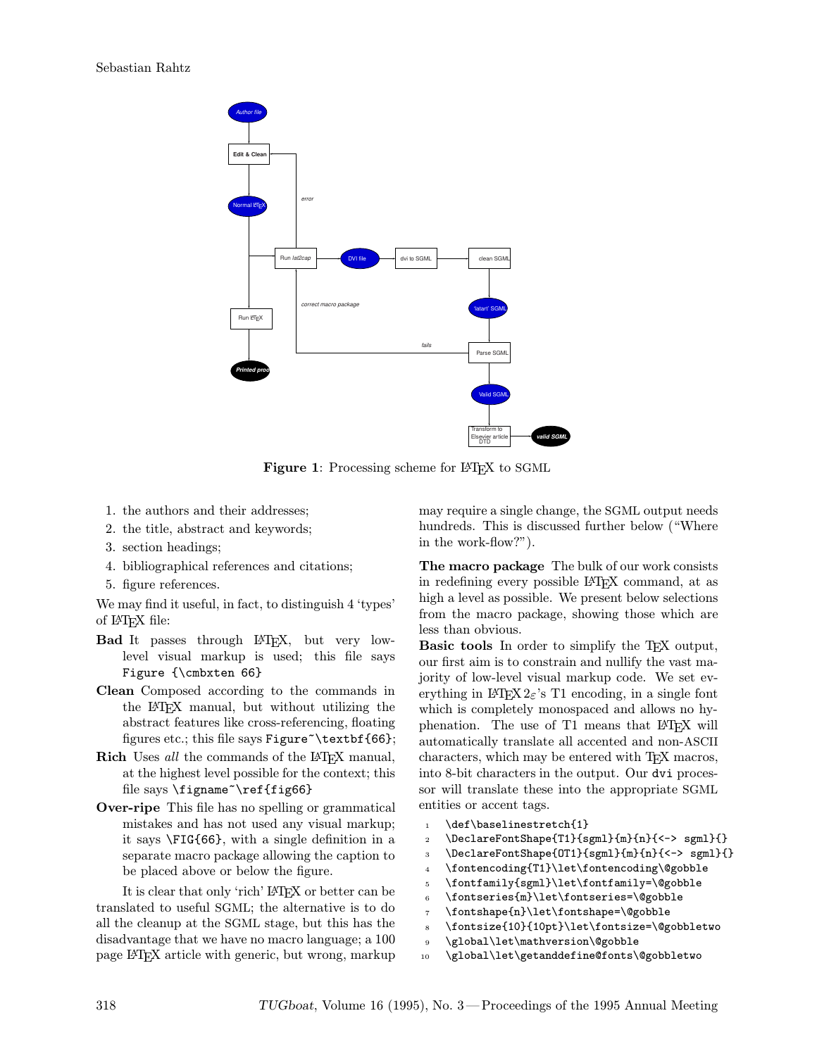Figure 1: Processing scheme for LaTeX to SGML

1. the authors and their addresses;
2. the title, abstract and keywords;
3. section headings;
4. bibliographical references and citations;
5. figure references.

We may find it useful, in fact, to distinguish 4 'types' of LaTeX file:

**Bad** It passes through LaTeX, but very low-level visual markup is used; this file says `Figure {\cmbxten 66}`

**Clean** Composed according to the commands in the LaTeX manual, but without utilizing the abstract features like cross-referencing, floating figures etc.; this file says `Figure~\textbf{66}`;

**Rich** Uses *all* the commands of the LaTeX manual, at the highest level possible for the context; this file says `\figname~\ref{fig66}`

**Over-ripe** This file has no spelling or grammatical mistakes and has not used any visual markup; it says `\FIG{66}`, with a single definition in a separate macro package allowing the caption to be placed above or below the figure.

It is clear that only 'rich' LaTeX or better can be translated to useful SGML; the alternative is to do all the cleanup at the SGML stage, but this has the disadvantage that we have no macro language; a 100 page LaTeX article with generic, but wrong, markup may require a single change, the SGML output needs hundreds. This is discussed further below ("Where in the work-flow?").

**The macro package** The bulk of our work consists in redefining every possible LaTeX command, at as high a level as possible. We present below selections from the macro package, showing those which are less than obvious.

**Basic tools** In order to simplify the TeX output, our first aim is to constrain and nullify the vast majority of low-level visual markup code. We set everything in LaTeX $2_\varepsilon$'s T1 encoding, in a single font which is completely monospaced and allows no hyphenation. The use of T1 means that LaTeX will automatically translate all accented and non-ASCII characters, which may be entered with TeX macros, into 8-bit characters in the output. Our `dvi` processor will translate these into the appropriate SGML entities or accent tags.

```
1  \def\baselinestretch{1}
2  \DeclareFontShape{T1}{sgml}{m}{n}{<-> sgml}{}
3  \DeclareFontShape{OT1}{sgml}{m}{n}{<-> sgml}{}
4  \fontencoding{T1}\let\fontencoding\@gobble
5  \fontfamily{sgml}\let\fontfamily=\@gobble
6  \fontseries{m}\let\fontseries=\@gobble
7  \fontshape{n}\let\fontshape=\@gobble
8  \fontsize{10}{10pt}\let\fontsize=\@gobbletwo
9  \global\let\mathversion\@gobble
10 \global\let\getanddefine@fonts\@gobbletwo
```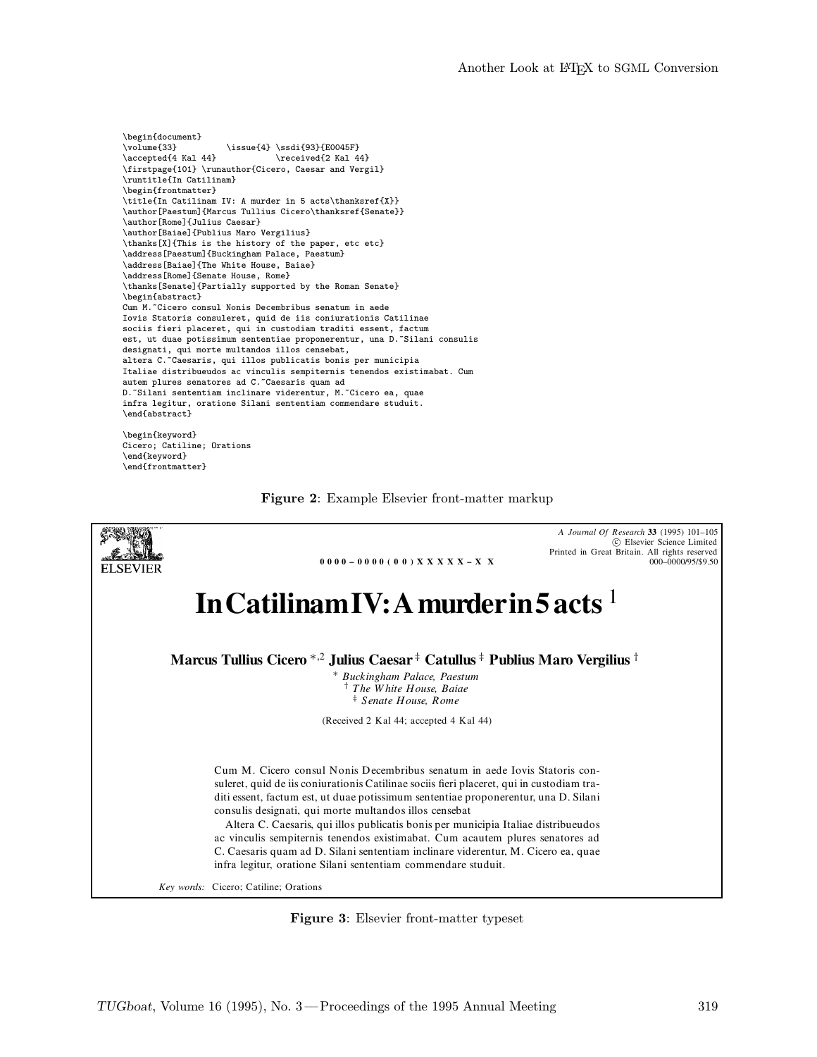```
\begin{document}
\volume{33}          \issue{4} \ssdi{93}{E0045F}
\accepted{4 Kal 44}            \received{2 Kal 44}
\firstpage{101} \runauthor{Cicero, Caesar and Vergil}
\runtitle{In Catilinam}
\begin{frontmatter}
\title{In Catilinam IV: A murder in 5 acts\thanksref{X}}
\author[Paestum]{Marcus Tullius Cicero\thanksref{Senate}}
\author[Rome]{Julius Caesar}
\author[Baiae]{Publius Maro Vergilius}
\thanks[X]{This is the history of the paper, etc etc}
\address[Paestum]{Buckingham Palace, Paestum}
\address[Baiae]{The White House, Baiae}
\address[Rome]{Senate House, Rome}
\thanks[Senate]{Partially supported by the Roman Senate}
\begin{abstract}
Cum M.~Cicero consul Nonis Decembribus senatum in aede
Iovis Statoris consuleret, quid de iis coniurationis Catilinae
sociis fieri placeret, qui in custodiam traditi essent, factum
est, ut duae potissimum sententiae proponerentur, una D.~Silani consulis
designati, qui morte multandos illos censebat,
altera C.~Caesaris, qui illos publicatis bonis per municipia
Italiae distribueudos ac vinculis sempiternis tenendos existimabat. Cum
autem plures senatores ad C.~Caesaris quam ad
D.~Silani sententiam inclinare viderentur, M.~Cicero ea, quae
infra legitur, oratione Silani sententiam commendare studuit.
\end{abstract}

\begin{keyword}
Cicero; Catiline; Orations
\end{keyword}
\end{frontmatter}
```

**Figure 2**: Example Elsevier front-matter markup

ELSEVIER

0 0 0 0 – 0 0 0 0 ( 0 0 ) X X X X X – X X

*A Journal Of Research* **33** (1995) 101–105
© Elsevier Science Limited
Printed in Great Britain. All rights reserved
000–0000/95/$9.50

# In Catilinam IV: A murder in 5 acts [1]

**Marcus Tullius Cicero** [*,2] **Julius Caesar** [‡] **Catullus** [‡] **Publius Maro Vergilius** [†]

[*] *Buckingham Palace, Paestum*
[†] *The White House, Baiae*
[‡] *Senate House, Rome*

(Received 2 Kal 44; accepted 4 Kal 44)

Cum M. Cicero consul Nonis Decembribus senatum in aede Iovis Statoris consuleret, quid de iis coniurationis Catilinae sociis fieri placeret, qui in custodiam traditi essent, factum est, ut duae potissimum sententiae proponerentur, una D. Silani consulis designati, qui morte multandos illos censebat

Altera C. Caesaris, qui illos publicatis bonis per municipia Italiae distribueudos ac vinculis sempiternis tenendos existimabat. Cum acautem plures senatores ad C. Caesaris quam ad D. Silani sententiam inclinare viderentur, M. Cicero ea, quae infra legitur, oratione Silani sententiam commendare studuit.

*Key words:* Cicero; Catiline; Orations

**Figure 3**: Elsevier front-matter typeset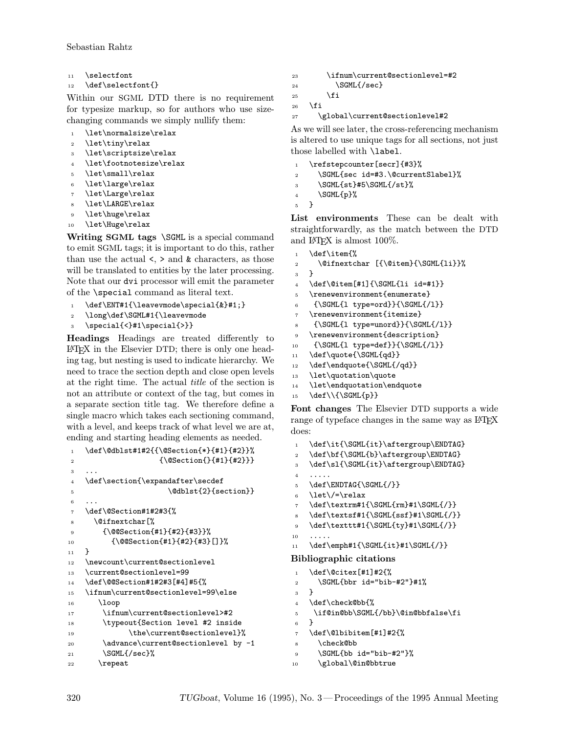```
11  \selectfont
12  \def\selectfont{}
```

Within our SGML DTD there is no requirement for typesize markup, so for authors who use size-changing commands we simply nullify them:

```
1  \let\normalsize\relax
2  \let\tiny\relax
3  \let\scriptsize\relax
4  \let\footnotesize\relax
5  \let\small\relax
6  \let\large\relax
7  \let\Large\relax
8  \let\LARGE\relax
9  \let\huge\relax
10 \let\Huge\relax
```

**Writing SGML tags** `\SGML` is a special command to emit SGML tags; it is important to do this, rather than use the actual <, > and & characters, as those will be translated to entities by the later processing. Note that our `dvi` processor will emit the parameter of the `\special` command as literal text.

```
1  \def\ENT#1{\leavevmode\special{&}#1;}
2  \long\def\SGML#1{\leavevmode
3  \special{<}#1\special{>}}
```

**Headings** Headings are treated differently to LaTeX in the Elsevier DTD; there is only one heading tag, but nesting is used to indicate hierarchy. We need to trace the section depth and close open levels at the right time. The actual *title* of the section is not an attribute or context of the tag, but comes in a separate section title tag. We therefore define a single macro which takes each sectioning command, with a level, and keeps track of what level we are at, ending and starting heading elements as needed.

```
1  \def\@dblst#1#2{{\@Section{*}{#1}{#2}}%
2                  {\@Section{}{#1}{#2}}}
3  ...
4  \def\section{\expandafter\secdef
5                     \@dblst{2}{section}}
6  ...
7  \def\@Section#1#2#3{%
8    \@ifnextchar[%
9      {\@@Section{#1}{#2}{#3}}%
10       {\@@Section{#1}{#2}{#3}[]}%
11 }
12 \newcount\current@sectionlevel
13 \current@sectionlevel=99
14 \def\@@Section#1#2#3[#4]#5{%
15 \ifnum\current@sectionlevel=99\else
16    \loop
17     \ifnum\current@sectionlevel>#2
18     \typeout{Section level #2 inside
19           \the\current@sectionlevel}%
20     \advance\current@sectionlevel by -1
21     \SGML{/sec}%
22    \repeat
23       \ifnum\current@sectionlevel=#2
24         \SGML{/sec}
25       \fi
26 \fi
27    \global\current@sectionlevel#2
```

As we will see later, the cross-referencing mechanism is altered to use unique tags for all sections, not just those labelled with `\label`.

```
1  \refstepcounter[secr]{#3}%
2    \SGML{sec id=#3.\@currentSlabel}%
3    \SGML{st}#5\SGML{/st}%
4    \SGML{p}%
5  }
```

**List environments** These can be dealt with straightforwardly, as the match between the DTD and LaTeX is almost 100%.

```
1  \def\item{%
2    \@ifnextchar [{\@item}{\SGML{li}}%
3  }
4  \def\@item[#1]{\SGML{li id=#1}}
5  \renewenvironment{enumerate}
6   {\SGML{l type=ord}}{\SGML{/l}}
7  \renewenvironment{itemize}
8   {\SGML{l type=unord}}{\SGML{/l}}
9  \renewenvironment{description}
10  {\SGML{l type=def}}{\SGML{/l}}
11 \def\quote{\SGML{qd}}
12 \def\endquote{\SGML{/qd}}
13 \let\quotation\quote
14 \let\endquotation\endquote
15 \def\\{\SGML{p}}
```

**Font changes** The Elsevier DTD supports a wide range of typeface changes in the same way as LaTeX does:

```
1  \def\it{\SGML{it}\aftergroup\ENDTAG}
2  \def\bf{\SGML{b}\aftergroup\ENDTAG}
3  \def\sl{\SGML{it}\aftergroup\ENDTAG}
4  .....
5  \def\ENDTAG{\SGML{/}}
6  \let\/=\relax
7  \def\textrm#1{\SGML{rm}#1\SGML{/}}
8  \def\textsf#1{\SGML{ssf}#1\SGML{/}}
9  \def\texttt#1{\SGML{ty}#1\SGML{/}}
10 .....
11 \def\emph#1{\SGML{it}#1\SGML{/}}
```

**Bibliographic citations**

```
1  \def\@citex[#1]#2{%
2    \SGML{bbr id="bib-#2"}#1%
3  }
4  \def\check@bb{%
5   \if@in@bb\SGML{/bb}\@in@bbfalse\fi
6  }
7  \def\@lbibitem[#1]#2{%
8    \check@bb
9    \SGML{bb id="bib-#2"}%
10   \global\@in@bbtrue
```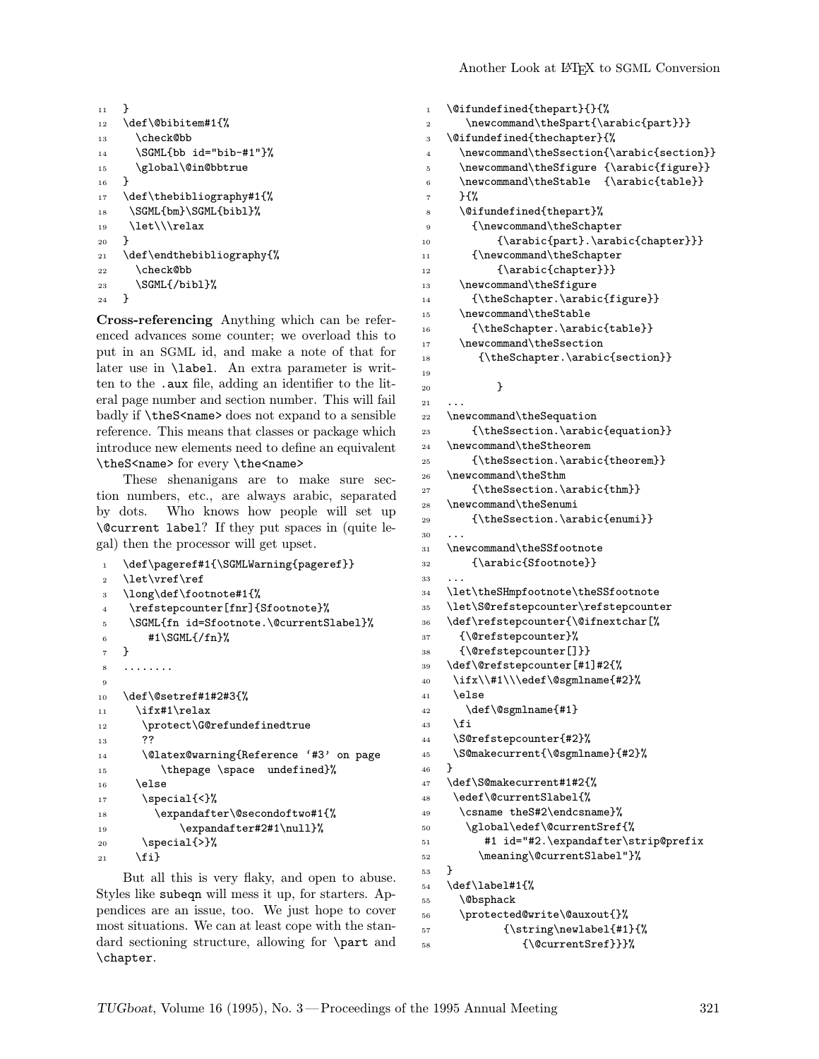```
11  }
12  \def\@bibitem#1{%
13    \check@bb
14    \SGML{bb id="bib-#1"}%
15    \global\@in@bbtrue
16  }
17  \def\thebibliography#1{%
18   \SGML{bm}\SGML{bibl}%
19   \let\\\relax
20  }
21  \def\endthebibliography{%
22    \check@bb
23    \SGML{/bibl}%
24  }
```

**Cross-referencing** Anything which can be referenced advances some counter; we overload this to put in an SGML id, and make a note of that for later use in `\label`. An extra parameter is written to the `.aux` file, adding an identifier to the literal page number and section number. This will fail badly if `\theS<name>` does not expand to a sensible reference. This means that classes or package which introduce new elements need to define an equivalent `\theS<name>` for every `\the<name>`

These shenanigans are to make sure section numbers, etc., are always arabic, separated by dots. Who knows how people will set up `\@current label`? If they put spaces in (quite legal) then the processor will get upset.

```
1   \def\pageref#1{\SGMLWarning{pageref}}
2   \let\vref\ref
3   \long\def\footnote#1{%
4    \refstepcounter[fnr]{Sfootnote}%
5    \SGML{fn id=Sfootnote.\@currentSlabel}%
6       #1\SGML{/fn}%
7   }
8   ........
9
10  \def\@setref#1#2#3{%
11    \ifx#1\relax
12     \protect\G@refundefinedtrue
13     ??
14     \@latex@warning{Reference `#3' on page
15        \thepage \space  undefined}%
16    \else
17     \special{<}%
18       \expandafter\@secondoftwo#1{%
19           \expandafter#2#1\null}%
20     \special{>}%
21    \fi}
```

But all this is very flaky, and open to abuse. Styles like `subeqn` will mess it up, for starters. Appendices are an issue, too. We just hope to cover most situations. We can at least cope with the standard sectioning structure, allowing for `\part` and `\chapter`.

```
1   \@ifundefined{thepart}{}{%
2      \newcommand\theSpart{\arabic{part}}}
3   \@ifundefined{thechapter}{%
4     \newcommand\theSsection{\arabic{section}}
5     \newcommand\theSfigure {\arabic{figure}}
6     \newcommand\theStable  {\arabic{table}}
7     }{%
8     \@ifundefined{thepart}%
9       {\newcommand\theSchapter
10          {\arabic{part}.\arabic{chapter}}}
11      {\newcommand\theSchapter
12          {\arabic{chapter}}}
13    \newcommand\theSfigure
14      {\theSchapter.\arabic{figure}}
15    \newcommand\theStable
16      {\theSchapter.\arabic{table}}
17    \newcommand\theSsection
18       {\theSchapter.\arabic{section}}
19
20          }
21  ...
22  \newcommand\theSequation
23      {\theSsection.\arabic{equation}}
24  \newcommand\theStheorem
25      {\theSsection.\arabic{theorem}}
26  \newcommand\theSthm
27      {\theSsection.\arabic{thm}}
28  \newcommand\theSenumi
29      {\theSsection.\arabic{enumi}}
30  ...
31  \newcommand\theSSfootnote
32      {\arabic{Sfootnote}}
33  ...
34  \let\theSHmpfootnote\theSSfootnote
35  \let\S@refstepcounter\refstepcounter
36  \def\refstepcounter{\@ifnextchar[%
37    {\@refstepcounter}%
38    {\@refstepcounter[]}}
39  \def\@refstepcounter[#1]#2{%
40   \ifx\\#1\\\edef\@sgmlname{#2}%
41   \else
42     \def\@sgmlname{#1}
43   \fi
44   \S@refstepcounter{#2}%
45   \S@makecurrent{\@sgmlname}{#2}%
46  }
47  \def\S@makecurrent#1#2{%
48   \edef\@currentSlabel{%
49    \csname theS#2\endcsname}%
50     \global\edef\@currentSref{%
51        #1 id="#2.\expandafter\strip@prefix
52       \meaning\@currentSlabel"}%
53  }
54  \def\label#1{%
55    \@bsphack
56    \protected@write\@auxout{}%
57           {\string\newlabel{#1}{%
58              {\@currentSref}}}%
```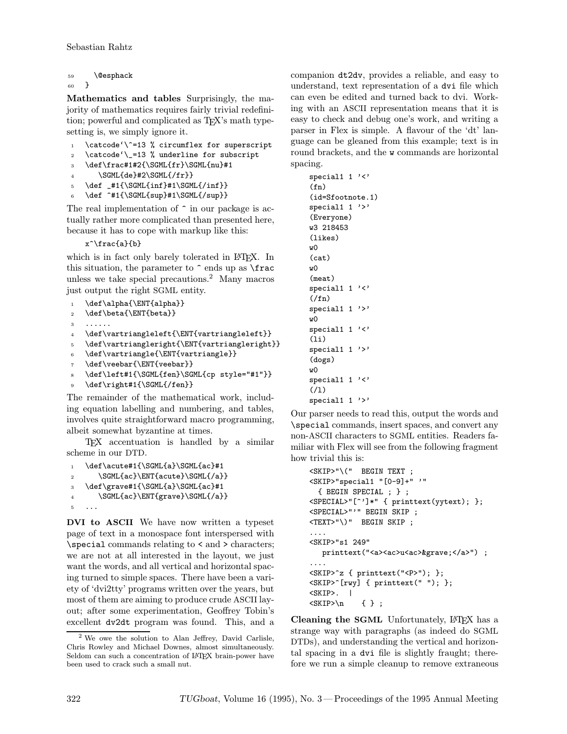```
59      \@esphack
60  }
```

**Mathematics and tables** Surprisingly, the majority of mathematics requires fairly trivial redefinition; powerful and complicated as TEX's math typesetting is, we simply ignore it.

```
1  \catcode`\^=13 % circumflex for superscript
2  \catcode`\_=13 % underline for subscript
3  \def\frac#1#2{\SGML{fr}\SGML{nu}#1
4     \SGML{de}#2\SGML{/fr}}
5  \def _#1{\SGML{inf}#1\SGML{/inf}}
6  \def ^#1{\SGML{sup}#1\SGML{/sup}}
```

The real implementation of `^` in our package is actually rather more complicated than presented here, because it has to cope with markup like this:

```
x^\frac{a}{b}
```

which is in fact only barely tolerated in LATEX. In this situation, the parameter to `^` ends up as `\frac` unless we take special precautions.[2] Many macros just output the right SGML entity.

```
1  \def\alpha{\ENT{alpha}}
2  \def\beta{\ENT{beta}}
3  ......
4  \def\vartriangleleft{\ENT{vartriangleleft}}
5  \def\vartriangleright{\ENT{vartriangleright}}
6  \def\vartriangle{\ENT{vartriangle}}
7  \def\veebar{\ENT{veebar}}
8  \def\left#1{\SGML{fen}\SGML{cp style="#1"}}
9  \def\right#1{\SGML{/fen}}
```

The remainder of the mathematical work, including equation labelling and numbering, and tables, involves quite straightforward macro programming, albeit somewhat byzantine at times.

TEX accentuation is handled by a similar scheme in our DTD.

```
1  \def\acute#1{\SGML{a}\SGML{ac}#1
2     \SGML{ac}\ENT{acute}\SGML{/a}}
3  \def\grave#1{\SGML{a}\SGML{ac}#1
4     \SGML{ac}\ENT{grave}\SGML{/a}}
5  ...
```

**DVI to ASCII** We have now written a typeset page of text in a monospace font interspersed with `\special` commands relating to `<` and `>` characters; we are not at all interested in the layout, we just want the words, and all vertical and horizontal spacing turned to simple spaces. There have been a variety of 'dvi2tty' programs written over the years, but most of them are aiming to produce crude ASCII layout; after some experimentation, Geoffrey Tobin's excellent `dv2dt` program was found. This, and a companion `dt2dv`, provides a reliable, and easy to understand, text representation of a `dvi` file which can even be edited and turned back to dvi. Working with an ASCII representation means that it is easy to check and debug one's work, and writing a parser in Flex is simple. A flavour of the 'dt' language can be gleaned from this example; text is in round brackets, and the `w` commands are horizontal spacing.

```
special1 1 '<'
(fn)
(id=Sfootnote.1)
special1 1 '>'
(Everyone)
w3 218453
(likes)
w0
(cat)
w0
(meat)
special1 1 '<'
(/fn)
special1 1 '>'
w0
special1 1 '<'
(li)
special1 1 '>'
(dogs)
w0
special1 1 '<'
(/l)
special1 1 '>'
```

Our parser needs to read this, output the words and `\special` commands, insert spaces, and convert any non-ASCII characters to SGML entities. Readers familiar with Flex will see from the following fragment how trivial this is:

```
<SKIP>"\("  BEGIN TEXT ;
<SKIP>"special1 "[0-9]+" '"
  { BEGIN SPECIAL ; } ;
<SPECIAL>"[^']*" { printtext(yytext); };
<SPECIAL>"'" BEGIN SKIP ;
<TEXT>"\)"  BEGIN SKIP ;
....
<SKIP>"s1 249"
   printtext("<a><ac>u<ac>&grave;</a>") ;
....
<SKIP>^z { printtext("<P>"); };
<SKIP>^[rwy] { printtext(" "); };
<SKIP>.  |
<SKIP>\n    { } ;
```

**Cleaning the SGML** Unfortunately, LATEX has a strange way with paragraphs (as indeed do SGML DTDs), and understanding the vertical and horizontal spacing in a `dvi` file is slightly fraught; therefore we run a simple cleanup to remove extraneous

---

[2] We owe the solution to Alan Jeffrey, David Carlisle, Chris Rowley and Michael Downes, almost simultaneously. Seldom can such a concentration of LATEX brain-power have been used to crack such a small nut.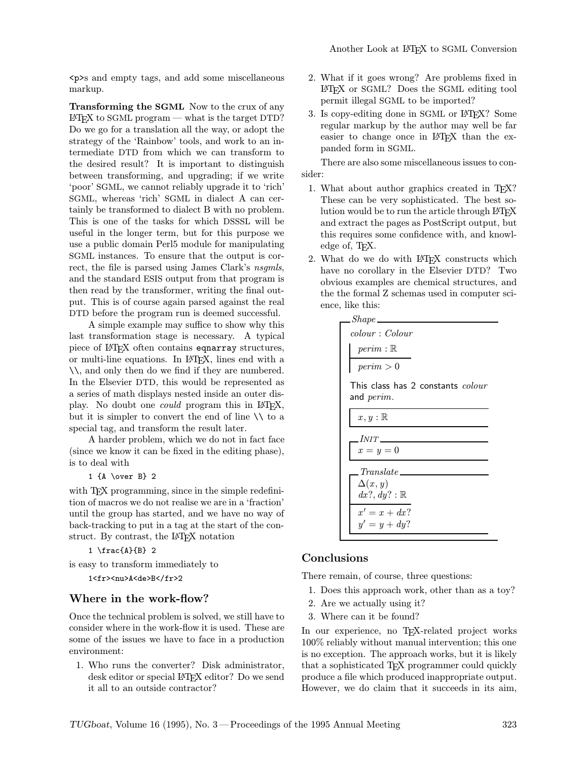<p>s and empty tags, and add some miscellaneous markup.

**Transforming the SGML** Now to the crux of any LaTeX to SGML program — what is the target DTD? Do we go for a translation all the way, or adopt the strategy of the 'Rainbow' tools, and work to an intermediate DTD from which we can transform to the desired result? It is important to distinguish between transforming, and upgrading; if we write 'poor' SGML, we cannot reliably upgrade it to 'rich' SGML, whereas 'rich' SGML in dialect A can certainly be transformed to dialect B with no problem. This is one of the tasks for which DSSSL will be useful in the longer term, but for this purpose we use a public domain Perl5 module for manipulating SGML instances. To ensure that the output is correct, the file is parsed using James Clark's *nsgmls*, and the standard ESIS output from that program is then read by the transformer, writing the final output. This is of course again parsed against the real DTD before the program run is deemed successful.

A simple example may suffice to show why this last transformation stage is necessary. A typical piece of LaTeX often contains `eqnarray` structures, or multi-line equations. In LaTeX, lines end with a `\\`, and only then do we find if they are numbered. In the Elsevier DTD, this would be represented as a series of math displays nested inside an outer display. No doubt one *could* program this in LaTeX, but it is simpler to convert the end of line `\\` to a special tag, and transform the result later.

A harder problem, which we do not in fact face (since we know it can be fixed in the editing phase), is to deal with

```
1 {A \over B} 2
```

with TeX programming, since in the simple redefinition of macros we do not realise we are in a 'fraction' until the group has started, and we have no way of back-tracking to put in a tag at the start of the construct. By contrast, the LaTeX notation

```
1 \frac{A}{B} 2
```

is easy to transform immediately to

```
1<fr><nu>A<de>B</fr>2
```

## Where in the work-flow?

Once the technical problem is solved, we still have to consider where in the work-flow it is used. These are some of the issues we have to face in a production environment:

1. Who runs the converter? Disk administrator, desk editor or special LaTeX editor? Do we send it all to an outside contractor?
2. What if it goes wrong? Are problems fixed in LaTeX or SGML? Does the SGML editing tool permit illegal SGML to be imported?
3. Is copy-editing done in SGML or LaTeX? Some regular markup by the author may well be far easier to change once in LaTeX than the expanded form in SGML.

There are also some miscellaneous issues to consider:

1. What about author graphics created in TeX? These can be very sophisticated. The best solution would be to run the article through LaTeX and extract the pages as PostScript output, but this requires some confidence with, and knowledge of, TeX.
2. What do we do with LaTeX constructs which have no corollary in the Elsevier DTD? Two obvious examples are chemical structures, and the the formal Z schemas used in computer science, like this:

*Shape*

$colour : Colour$

$perim : \mathbb{R}$

$perim > 0$

This class has 2 constants *colour* and *perim*.

$x, y : \mathbb{R}$

*INIT*

$x = y = 0$

*Translate*

$\Delta(x, y)$
$dx?, dy? : \mathbb{R}$

$x' = x + dx?$
$y' = y + dy?$

## Conclusions

There remain, of course, three questions:

1. Does this approach work, other than as a toy?
2. Are we actually using it?
3. Where can it be found?

In our experience, no TeX-related project works 100% reliably without manual intervention; this one is no exception. The approach works, but it is likely that a sophisticated TeX programmer could quickly produce a file which produced inappropriate output. However, we do claim that it succeeds in its aim,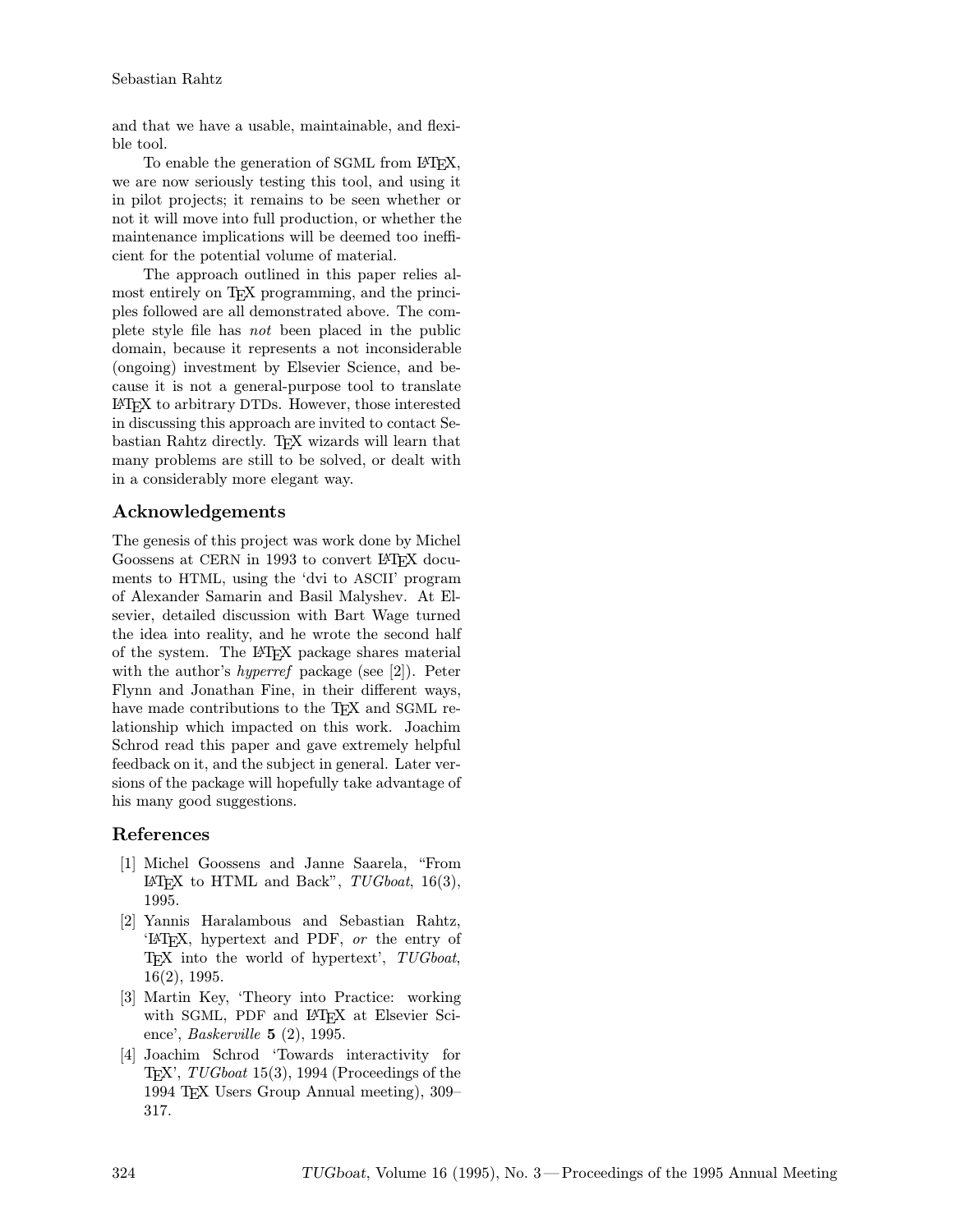and that we have a usable, maintainable, and flexible tool.

To enable the generation of SGML from LaTeX, we are now seriously testing this tool, and using it in pilot projects; it remains to be seen whether or not it will move into full production, or whether the maintenance implications will be deemed too inefficient for the potential volume of material.

The approach outlined in this paper relies almost entirely on TeX programming, and the principles followed are all demonstrated above. The complete style file has *not* been placed in the public domain, because it represents a not inconsiderable (ongoing) investment by Elsevier Science, and because it is not a general-purpose tool to translate LaTeX to arbitrary DTDs. However, those interested in discussing this approach are invited to contact Sebastian Rahtz directly. TeX wizards will learn that many problems are still to be solved, or dealt with in a considerably more elegant way.

## Acknowledgements

The genesis of this project was work done by Michel Goossens at CERN in 1993 to convert LaTeX documents to HTML, using the 'dvi to ASCII' program of Alexander Samarin and Basil Malyshev. At Elsevier, detailed discussion with Bart Wage turned the idea into reality, and he wrote the second half of the system. The LaTeX package shares material with the author's *hyperref* package (see [2]). Peter Flynn and Jonathan Fine, in their different ways, have made contributions to the TeX and SGML relationship which impacted on this work. Joachim Schrod read this paper and gave extremely helpful feedback on it, and the subject in general. Later versions of the package will hopefully take advantage of his many good suggestions.

## References

[1] Michel Goossens and Janne Saarela, "From LaTeX to HTML and Back", *TUGboat*, 16(3), 1995.

[2] Yannis Haralambous and Sebastian Rahtz, 'LaTeX, hypertext and PDF, *or* the entry of TeX into the world of hypertext', *TUGboat*, 16(2), 1995.

[3] Martin Key, 'Theory into Practice: working with SGML, PDF and LaTeX at Elsevier Science', *Baskerville* **5** (2), 1995.

[4] Joachim Schrod 'Towards interactivity for TeX', *TUGboat* 15(3), 1994 (Proceedings of the 1994 TeX Users Group Annual meeting), 309–317.